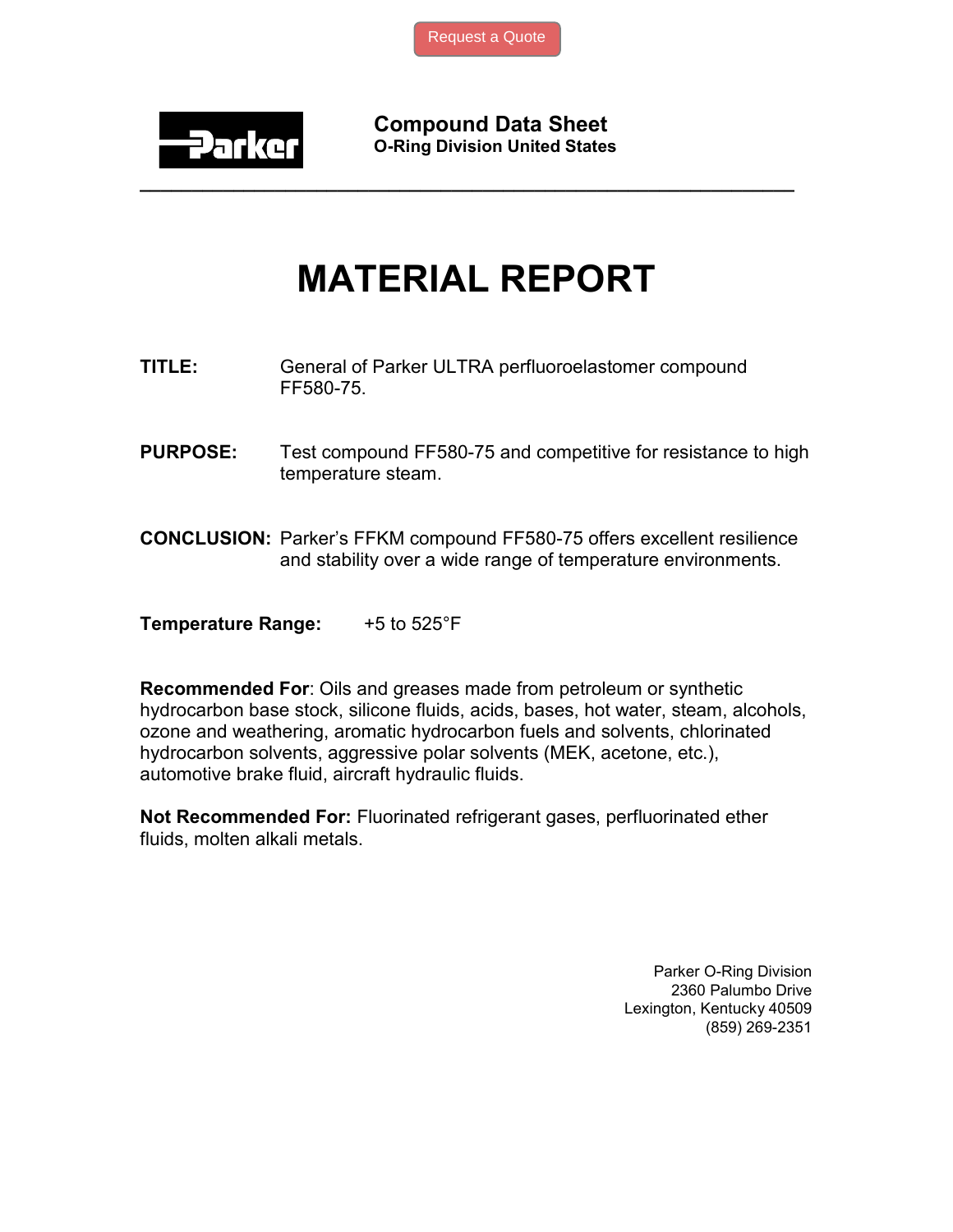Request a Quote

**Compound Data Sheet**
**O-Ring Division United States**

# MATERIAL REPORT

**TITLE:** General of Parker ULTRA perfluoroelastomer compound FF580-75.

**PURPOSE:** Test compound FF580-75 and competitive for resistance to high temperature steam.

**CONCLUSION:** Parker's FFKM compound FF580-75 offers excellent resilience and stability over a wide range of temperature environments.

**Temperature Range:** +5 to 525°F

**Recommended For**: Oils and greases made from petroleum or synthetic hydrocarbon base stock, silicone fluids, acids, bases, hot water, steam, alcohols, ozone and weathering, aromatic hydrocarbon fuels and solvents, chlorinated hydrocarbon solvents, aggressive polar solvents (MEK, acetone, etc.), automotive brake fluid, aircraft hydraulic fluids.

**Not Recommended For:** Fluorinated refrigerant gases, perfluorinated ether fluids, molten alkali metals.

Parker O-Ring Division
2360 Palumbo Drive
Lexington, Kentucky 40509
(859) 269-2351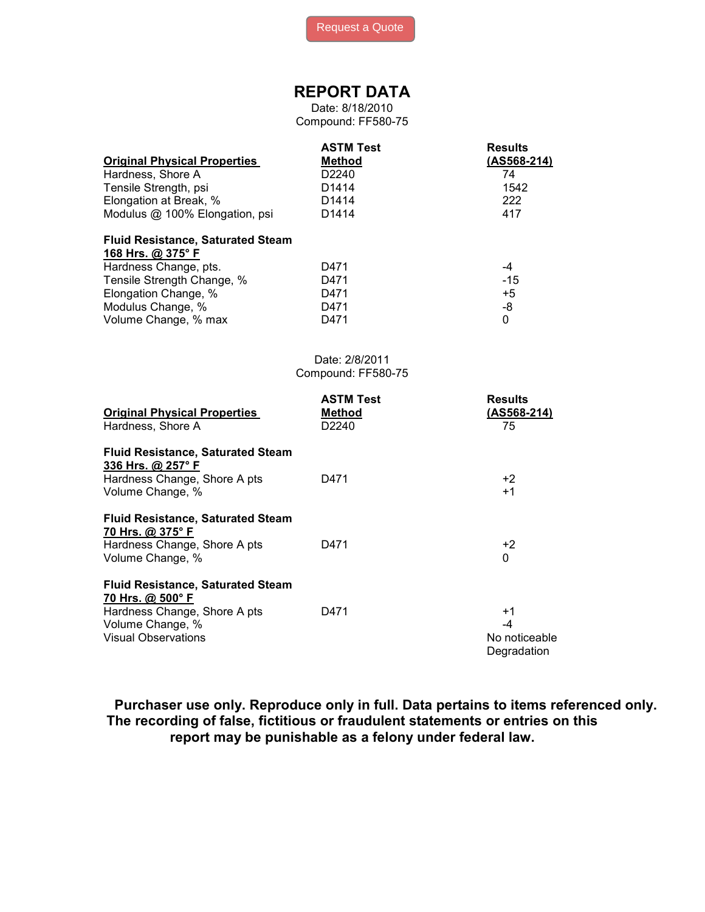Request a Quote

# REPORT DATA

Date: 8/18/2010
Compound: FF580-75

| Original Physical Properties | ASTM Test Method | Results (AS568-214) |
| --- | --- | --- |
| Hardness, Shore A | D2240 | 74 |
| Tensile Strength, psi | D1414 | 1542 |
| Elongation at Break, % | D1414 | 222 |
| Modulus @ 100% Elongation, psi | D1414 | 417 |
| **Fluid Resistance, Saturated Steam 168 Hrs. @ 375° F** | | |
| Hardness Change, pts. | D471 | -4 |
| Tensile Strength Change, % | D471 | -15 |
| Elongation Change, % | D471 | +5 |
| Modulus Change, % | D471 | -8 |
| Volume Change, % max | D471 | 0 |

Date: 2/8/2011
Compound: FF580-75

| Original Physical Properties | ASTM Test Method | Results (AS568-214) |
| --- | --- | --- |
| Hardness, Shore A | D2240 | 75 |
| **Fluid Resistance, Saturated Steam 336 Hrs. @ 257° F** | | |
| Hardness Change, Shore A pts | D471 | +2 |
| Volume Change, % | | +1 |
| **Fluid Resistance, Saturated Steam 70 Hrs. @ 375° F** | | |
| Hardness Change, Shore A pts | D471 | +2 |
| Volume Change, % | | 0 |
| **Fluid Resistance, Saturated Steam 70 Hrs. @ 500° F** | | |
| Hardness Change, Shore A pts | D471 | +1 |
| Volume Change, % | | -4 |
| Visual Observations | | No noticeable Degradation |

**Purchaser use only. Reproduce only in full. Data pertains to items referenced only. The recording of false, fictitious or fraudulent statements or entries on this report may be punishable as a felony under federal law.**